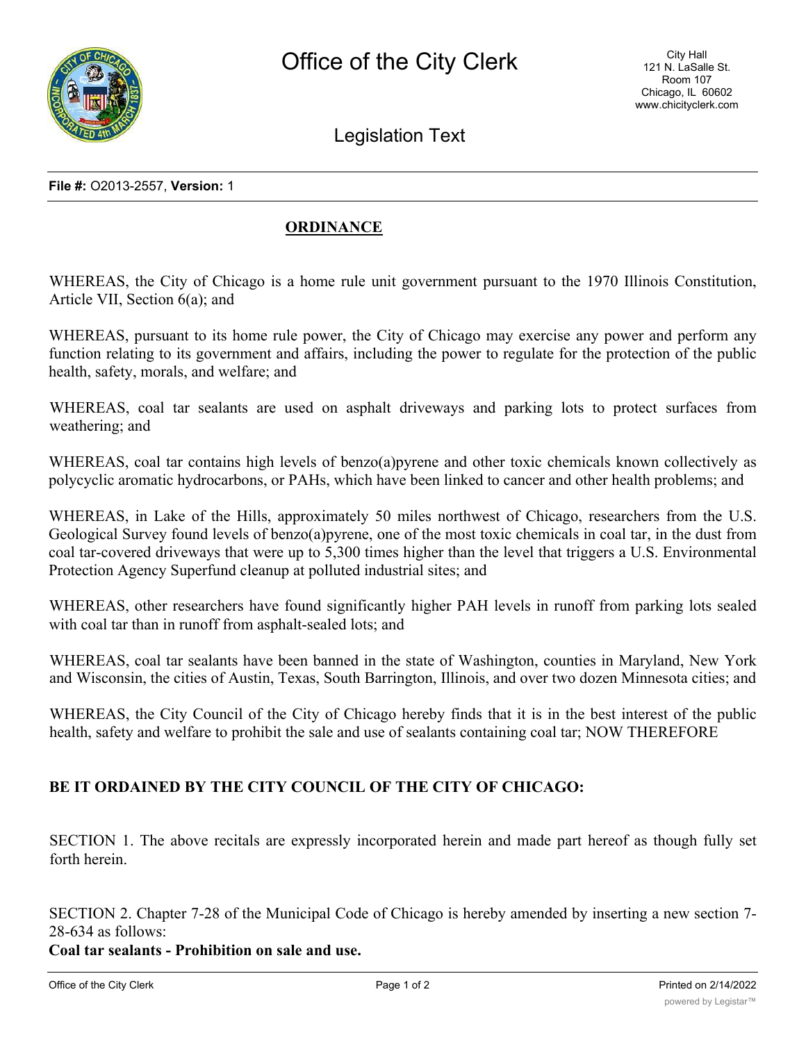# Office of the City Clerk

City Hall
121 N. LaSalle St.
Room 107
Chicago, IL 60602
www.chicityclerk.com

## Legislation Text

**File #:** O2013-2557, **Version:** 1

**ORDINANCE**

WHEREAS, the City of Chicago is a home rule unit government pursuant to the 1970 Illinois Constitution, Article VII, Section 6(a); and

WHEREAS, pursuant to its home rule power, the City of Chicago may exercise any power and perform any function relating to its government and affairs, including the power to regulate for the protection of the public health, safety, morals, and welfare; and

WHEREAS, coal tar sealants are used on asphalt driveways and parking lots to protect surfaces from weathering; and

WHEREAS, coal tar contains high levels of benzo(a)pyrene and other toxic chemicals known collectively as polycyclic aromatic hydrocarbons, or PAHs, which have been linked to cancer and other health problems; and

WHEREAS, in Lake of the Hills, approximately 50 miles northwest of Chicago, researchers from the U.S. Geological Survey found levels of benzo(a)pyrene, one of the most toxic chemicals in coal tar, in the dust from coal tar-covered driveways that were up to 5,300 times higher than the level that triggers a U.S. Environmental Protection Agency Superfund cleanup at polluted industrial sites; and

WHEREAS, other researchers have found significantly higher PAH levels in runoff from parking lots sealed with coal tar than in runoff from asphalt-sealed lots; and

WHEREAS, coal tar sealants have been banned in the state of Washington, counties in Maryland, New York and Wisconsin, the cities of Austin, Texas, South Barrington, Illinois, and over two dozen Minnesota cities; and

WHEREAS, the City Council of the City of Chicago hereby finds that it is in the best interest of the public health, safety and welfare to prohibit the sale and use of sealants containing coal tar; NOW THEREFORE

**BE IT ORDAINED BY THE CITY COUNCIL OF THE CITY OF CHICAGO:**

SECTION 1. The above recitals are expressly incorporated herein and made part hereof as though fully set forth herein.

SECTION 2. Chapter 7-28 of the Municipal Code of Chicago is hereby amended by inserting a new section 7-28-634 as follows:

**Coal tar sealants - Prohibition on sale and use.**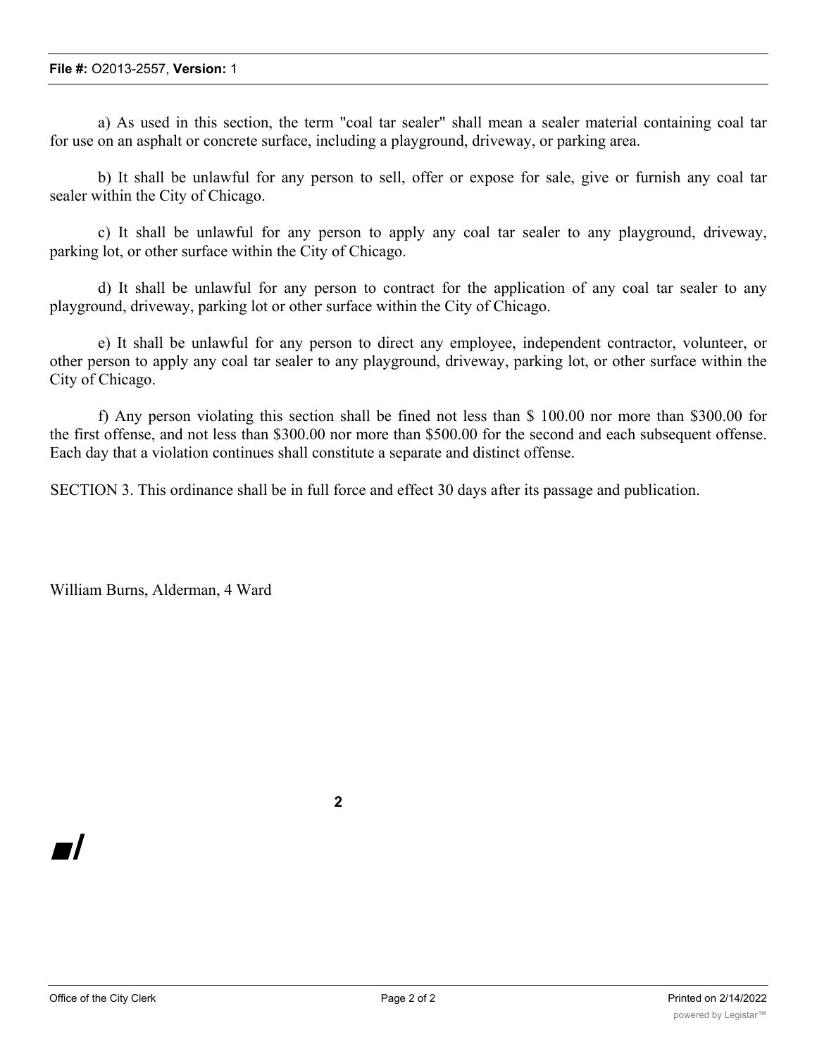a) As used in this section, the term "coal tar sealer" shall mean a sealer material containing coal tar for use on an asphalt or concrete surface, including a playground, driveway, or parking area.

b) It shall be unlawful for any person to sell, offer or expose for sale, give or furnish any coal tar sealer within the City of Chicago.

c) It shall be unlawful for any person to apply any coal tar sealer to any playground, driveway, parking lot, or other surface within the City of Chicago.

d) It shall be unlawful for any person to contract for the application of any coal tar sealer to any playground, driveway, parking lot or other surface within the City of Chicago.

e) It shall be unlawful for any person to direct any employee, independent contractor, volunteer, or other person to apply any coal tar sealer to any playground, driveway, parking lot, or other surface within the City of Chicago.

f) Any person violating this section shall be fined not less than $ 100.00 nor more than $300.00 for the first offense, and not less than $300.00 nor more than $500.00 for the second and each subsequent offense. Each day that a violation continues shall constitute a separate and distinct offense.

SECTION 3. This ordinance shall be in full force and effect 30 days after its passage and publication.

William Burns, Alderman, 4 Ward

■/